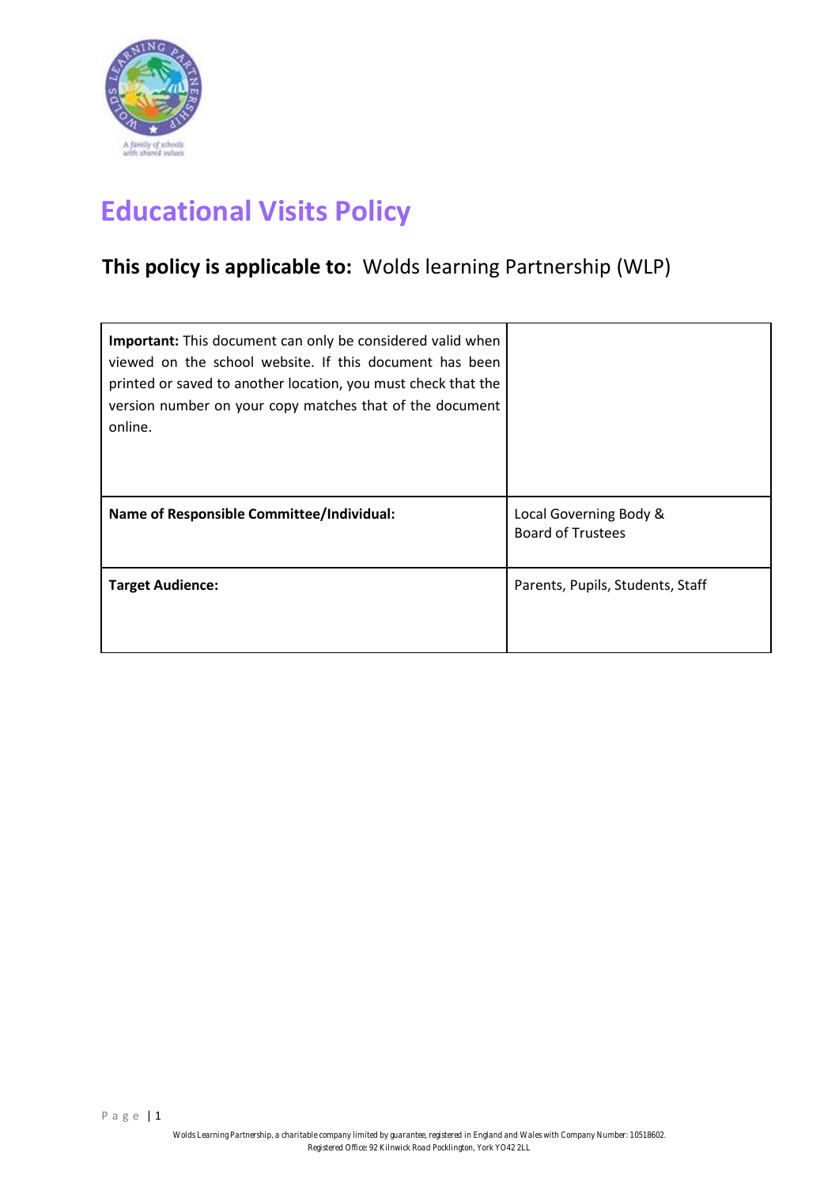# Educational Visits Policy

**This policy is applicable to:** Wolds learning Partnership (WLP)

| **Important:** This document can only be considered valid when viewed on the school website. If this document has been printed or saved to another location, you must check that the version number on your copy matches that of the document online. | |
|---|---|
| **Name of Responsible Committee/Individual:** | Local Governing Body & Board of Trustees |
| **Target Audience:** | Parents, Pupils, Students, Staff |

Wolds Learning Partnership, a charitable company limited by guarantee, registered in England and Wales with Company Number: 10518602.
Registered Office: 92 Kilnwick Road Pocklington, York YO42 2LL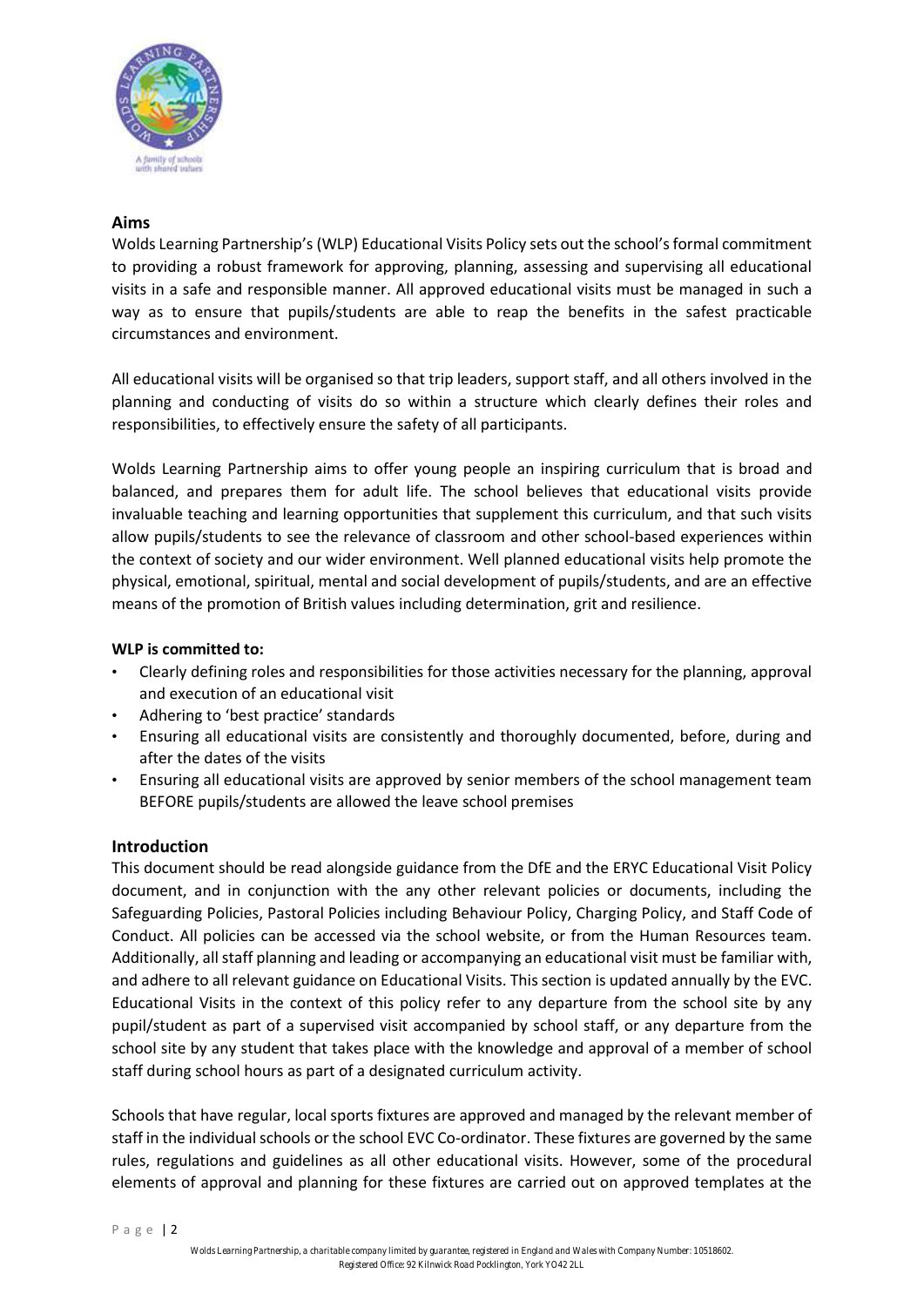## Aims

Wolds Learning Partnership's (WLP) Educational Visits Policy sets out the school's formal commitment to providing a robust framework for approving, planning, assessing and supervising all educational visits in a safe and responsible manner. All approved educational visits must be managed in such a way as to ensure that pupils/students are able to reap the benefits in the safest practicable circumstances and environment.

All educational visits will be organised so that trip leaders, support staff, and all others involved in the planning and conducting of visits do so within a structure which clearly defines their roles and responsibilities, to effectively ensure the safety of all participants.

Wolds Learning Partnership aims to offer young people an inspiring curriculum that is broad and balanced, and prepares them for adult life. The school believes that educational visits provide invaluable teaching and learning opportunities that supplement this curriculum, and that such visits allow pupils/students to see the relevance of classroom and other school-based experiences within the context of society and our wider environment. Well planned educational visits help promote the physical, emotional, spiritual, mental and social development of pupils/students, and are an effective means of the promotion of British values including determination, grit and resilience.

**WLP is committed to:**

- Clearly defining roles and responsibilities for those activities necessary for the planning, approval and execution of an educational visit
- Adhering to 'best practice' standards
- Ensuring all educational visits are consistently and thoroughly documented, before, during and after the dates of the visits
- Ensuring all educational visits are approved by senior members of the school management team BEFORE pupils/students are allowed the leave school premises

## Introduction

This document should be read alongside guidance from the DfE and the ERYC Educational Visit Policy document, and in conjunction with the any other relevant policies or documents, including the Safeguarding Policies, Pastoral Policies including Behaviour Policy, Charging Policy, and Staff Code of Conduct. All policies can be accessed via the school website, or from the Human Resources team. Additionally, all staff planning and leading or accompanying an educational visit must be familiar with, and adhere to all relevant guidance on Educational Visits. This section is updated annually by the EVC. Educational Visits in the context of this policy refer to any departure from the school site by any pupil/student as part of a supervised visit accompanied by school staff, or any departure from the school site by any student that takes place with the knowledge and approval of a member of school staff during school hours as part of a designated curriculum activity.

Schools that have regular, local sports fixtures are approved and managed by the relevant member of staff in the individual schools or the school EVC Co-ordinator. These fixtures are governed by the same rules, regulations and guidelines as all other educational visits. However, some of the procedural elements of approval and planning for these fixtures are carried out on approved templates at the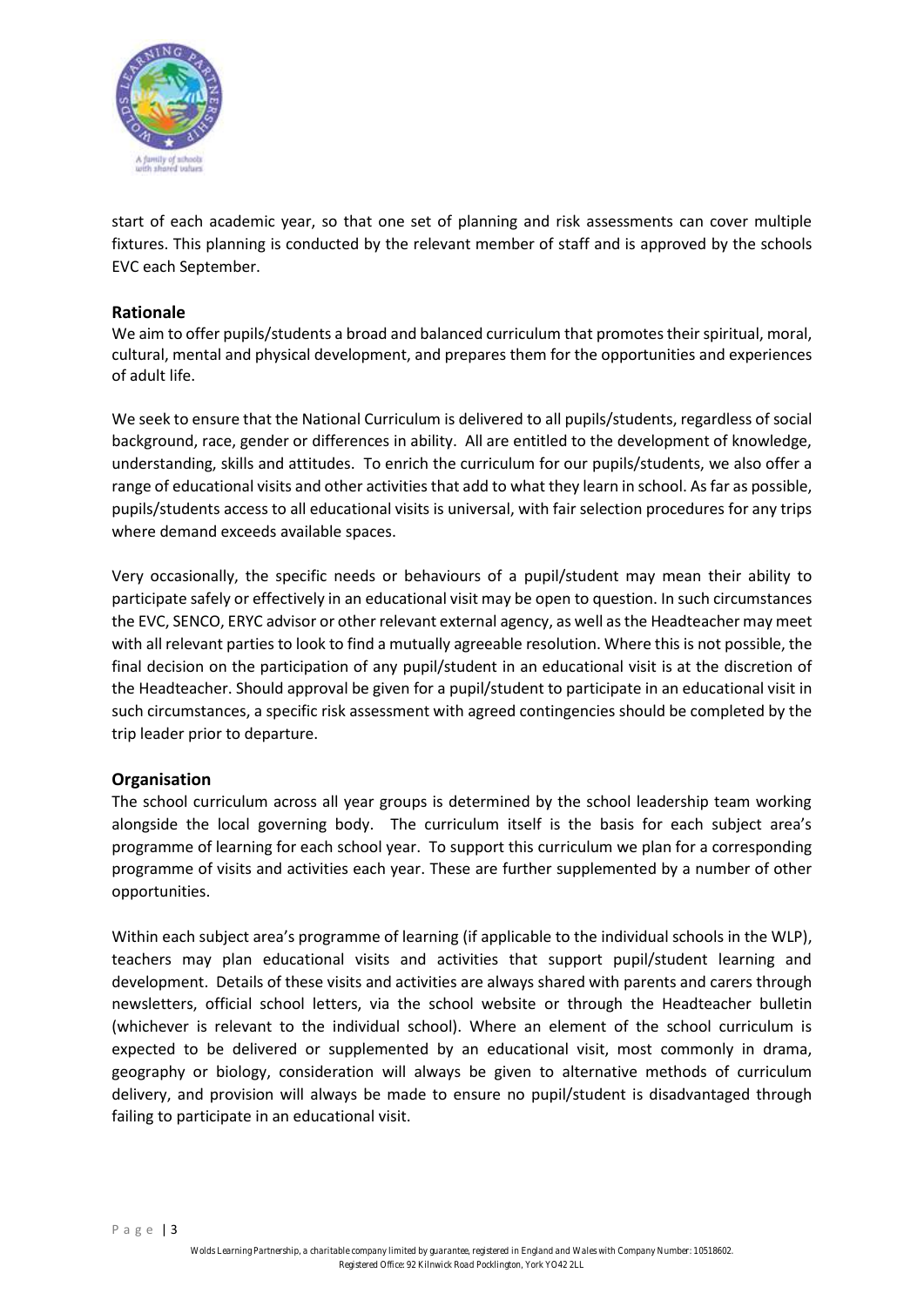start of each academic year, so that one set of planning and risk assessments can cover multiple fixtures. This planning is conducted by the relevant member of staff and is approved by the schools EVC each September.

## Rationale

We aim to offer pupils/students a broad and balanced curriculum that promotes their spiritual, moral, cultural, mental and physical development, and prepares them for the opportunities and experiences of adult life.

We seek to ensure that the National Curriculum is delivered to all pupils/students, regardless of social background, race, gender or differences in ability. All are entitled to the development of knowledge, understanding, skills and attitudes. To enrich the curriculum for our pupils/students, we also offer a range of educational visits and other activities that add to what they learn in school. As far as possible, pupils/students access to all educational visits is universal, with fair selection procedures for any trips where demand exceeds available spaces.

Very occasionally, the specific needs or behaviours of a pupil/student may mean their ability to participate safely or effectively in an educational visit may be open to question. In such circumstances the EVC, SENCO, ERYC advisor or other relevant external agency, as well as the Headteacher may meet with all relevant parties to look to find a mutually agreeable resolution. Where this is not possible, the final decision on the participation of any pupil/student in an educational visit is at the discretion of the Headteacher. Should approval be given for a pupil/student to participate in an educational visit in such circumstances, a specific risk assessment with agreed contingencies should be completed by the trip leader prior to departure.

## Organisation

The school curriculum across all year groups is determined by the school leadership team working alongside the local governing body. The curriculum itself is the basis for each subject area's programme of learning for each school year. To support this curriculum we plan for a corresponding programme of visits and activities each year. These are further supplemented by a number of other opportunities.

Within each subject area's programme of learning (if applicable to the individual schools in the WLP), teachers may plan educational visits and activities that support pupil/student learning and development. Details of these visits and activities are always shared with parents and carers through newsletters, official school letters, via the school website or through the Headteacher bulletin (whichever is relevant to the individual school). Where an element of the school curriculum is expected to be delivered or supplemented by an educational visit, most commonly in drama, geography or biology, consideration will always be given to alternative methods of curriculum delivery, and provision will always be made to ensure no pupil/student is disadvantaged through failing to participate in an educational visit.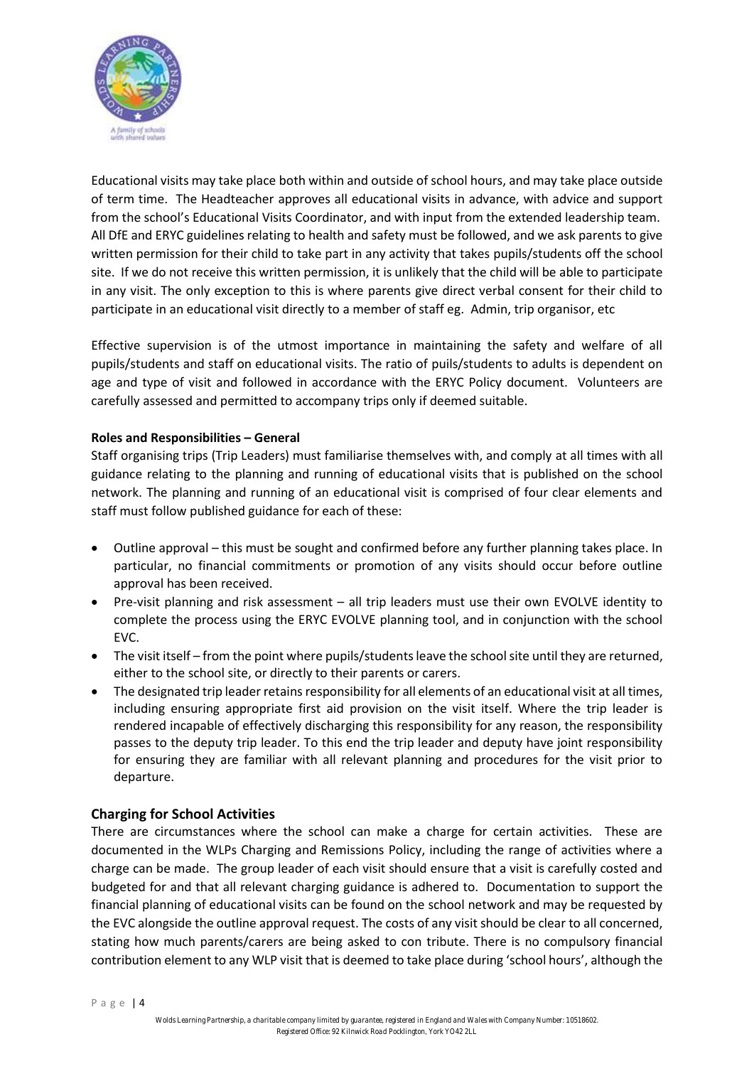Educational visits may take place both within and outside of school hours, and may take place outside of term time. The Headteacher approves all educational visits in advance, with advice and support from the school's Educational Visits Coordinator, and with input from the extended leadership team. All DfE and ERYC guidelines relating to health and safety must be followed, and we ask parents to give written permission for their child to take part in any activity that takes pupils/students off the school site. If we do not receive this written permission, it is unlikely that the child will be able to participate in any visit. The only exception to this is where parents give direct verbal consent for their child to participate in an educational visit directly to a member of staff eg. Admin, trip organisor, etc

Effective supervision is of the utmost importance in maintaining the safety and welfare of all pupils/students and staff on educational visits. The ratio of puils/students to adults is dependent on age and type of visit and followed in accordance with the ERYC Policy document. Volunteers are carefully assessed and permitted to accompany trips only if deemed suitable.

**Roles and Responsibilities – General**

Staff organising trips (Trip Leaders) must familiarise themselves with, and comply at all times with all guidance relating to the planning and running of educational visits that is published on the school network. The planning and running of an educational visit is comprised of four clear elements and staff must follow published guidance for each of these:

- Outline approval – this must be sought and confirmed before any further planning takes place. In particular, no financial commitments or promotion of any visits should occur before outline approval has been received.
- Pre-visit planning and risk assessment – all trip leaders must use their own EVOLVE identity to complete the process using the ERYC EVOLVE planning tool, and in conjunction with the school EVC.
- The visit itself – from the point where pupils/students leave the school site until they are returned, either to the school site, or directly to their parents or carers.
- The designated trip leader retains responsibility for all elements of an educational visit at all times, including ensuring appropriate first aid provision on the visit itself. Where the trip leader is rendered incapable of effectively discharging this responsibility for any reason, the responsibility passes to the deputy trip leader. To this end the trip leader and deputy have joint responsibility for ensuring they are familiar with all relevant planning and procedures for the visit prior to departure.

## Charging for School Activities

There are circumstances where the school can make a charge for certain activities. These are documented in the WLPs Charging and Remissions Policy, including the range of activities where a charge can be made. The group leader of each visit should ensure that a visit is carefully costed and budgeted for and that all relevant charging guidance is adhered to. Documentation to support the financial planning of educational visits can be found on the school network and may be requested by the EVC alongside the outline approval request. The costs of any visit should be clear to all concerned, stating how much parents/carers are being asked to con tribute. There is no compulsory financial contribution element to any WLP visit that is deemed to take place during 'school hours', although the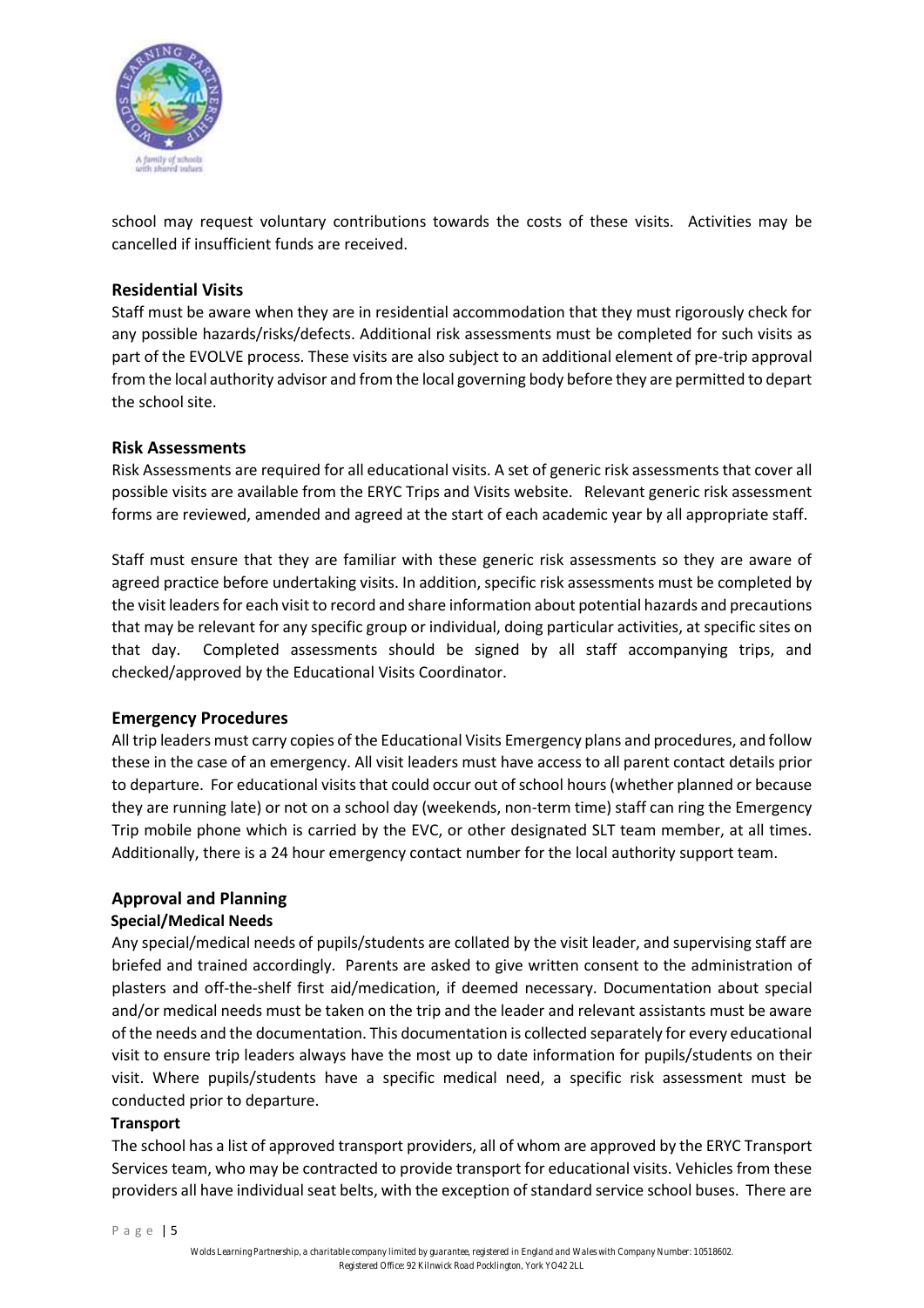school may request voluntary contributions towards the costs of these visits. Activities may be cancelled if insufficient funds are received.

## Residential Visits

Staff must be aware when they are in residential accommodation that they must rigorously check for any possible hazards/risks/defects. Additional risk assessments must be completed for such visits as part of the EVOLVE process. These visits are also subject to an additional element of pre-trip approval from the local authority advisor and from the local governing body before they are permitted to depart the school site.

## Risk Assessments

Risk Assessments are required for all educational visits. A set of generic risk assessments that cover all possible visits are available from the ERYC Trips and Visits website. Relevant generic risk assessment forms are reviewed, amended and agreed at the start of each academic year by all appropriate staff.

Staff must ensure that they are familiar with these generic risk assessments so they are aware of agreed practice before undertaking visits. In addition, specific risk assessments must be completed by the visit leaders for each visit to record and share information about potential hazards and precautions that may be relevant for any specific group or individual, doing particular activities, at specific sites on that day. Completed assessments should be signed by all staff accompanying trips, and checked/approved by the Educational Visits Coordinator.

## Emergency Procedures

All trip leaders must carry copies of the Educational Visits Emergency plans and procedures, and follow these in the case of an emergency. All visit leaders must have access to all parent contact details prior to departure. For educational visits that could occur out of school hours (whether planned or because they are running late) or not on a school day (weekends, non-term time) staff can ring the Emergency Trip mobile phone which is carried by the EVC, or other designated SLT team member, at all times. Additionally, there is a 24 hour emergency contact number for the local authority support team.

## Approval and Planning

### Special/Medical Needs

Any special/medical needs of pupils/students are collated by the visit leader, and supervising staff are briefed and trained accordingly. Parents are asked to give written consent to the administration of plasters and off-the-shelf first aid/medication, if deemed necessary. Documentation about special and/or medical needs must be taken on the trip and the leader and relevant assistants must be aware of the needs and the documentation. This documentation is collected separately for every educational visit to ensure trip leaders always have the most up to date information for pupils/students on their visit. Where pupils/students have a specific medical need, a specific risk assessment must be conducted prior to departure.

### Transport

The school has a list of approved transport providers, all of whom are approved by the ERYC Transport Services team, who may be contracted to provide transport for educational visits. Vehicles from these providers all have individual seat belts, with the exception of standard service school buses. There are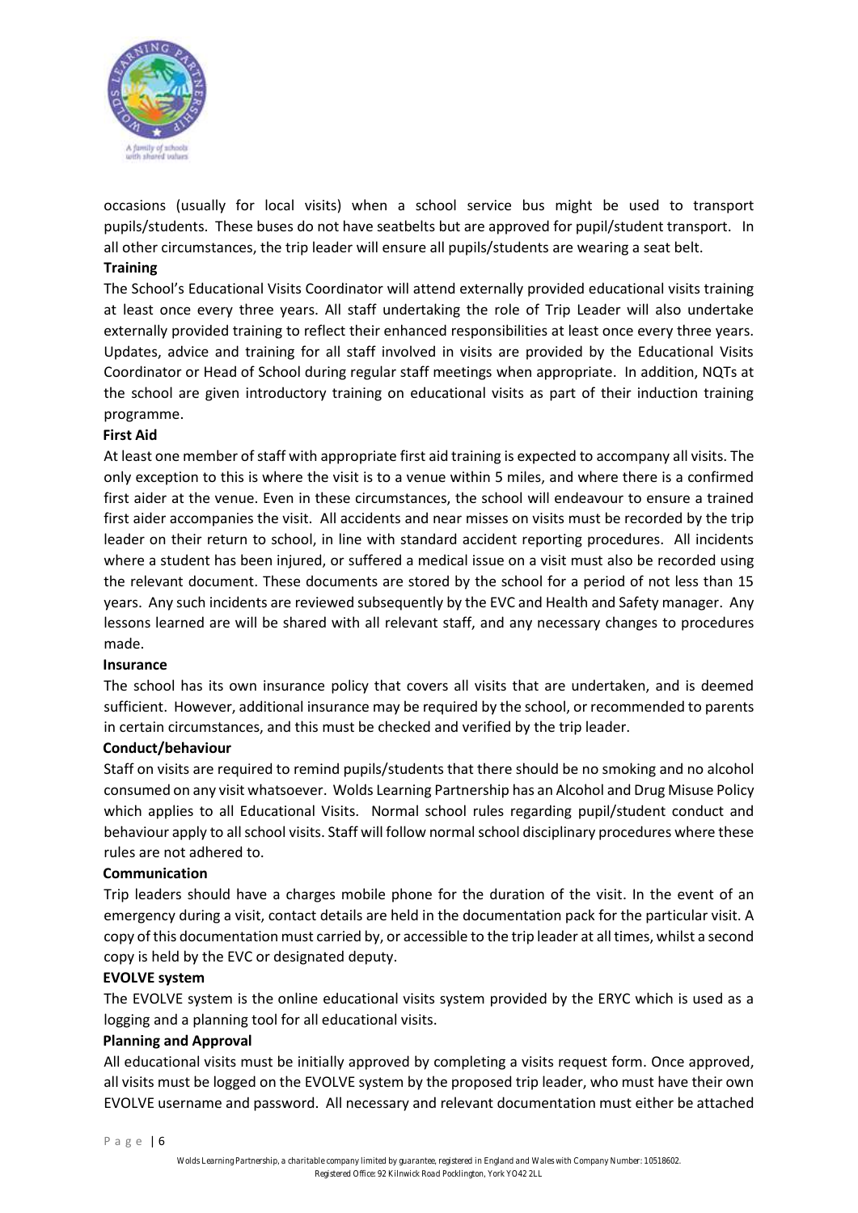occasions (usually for local visits) when a school service bus might be used to transport pupils/students. These buses do not have seatbelts but are approved for pupil/student transport. In all other circumstances, the trip leader will ensure all pupils/students are wearing a seat belt.

**Training**

The School's Educational Visits Coordinator will attend externally provided educational visits training at least once every three years. All staff undertaking the role of Trip Leader will also undertake externally provided training to reflect their enhanced responsibilities at least once every three years. Updates, advice and training for all staff involved in visits are provided by the Educational Visits Coordinator or Head of School during regular staff meetings when appropriate. In addition, NQTs at the school are given introductory training on educational visits as part of their induction training programme.

**First Aid**

At least one member of staff with appropriate first aid training is expected to accompany all visits. The only exception to this is where the visit is to a venue within 5 miles, and where there is a confirmed first aider at the venue. Even in these circumstances, the school will endeavour to ensure a trained first aider accompanies the visit. All accidents and near misses on visits must be recorded by the trip leader on their return to school, in line with standard accident reporting procedures. All incidents where a student has been injured, or suffered a medical issue on a visit must also be recorded using the relevant document. These documents are stored by the school for a period of not less than 15 years. Any such incidents are reviewed subsequently by the EVC and Health and Safety manager. Any lessons learned are will be shared with all relevant staff, and any necessary changes to procedures made.

**Insurance**

The school has its own insurance policy that covers all visits that are undertaken, and is deemed sufficient. However, additional insurance may be required by the school, or recommended to parents in certain circumstances, and this must be checked and verified by the trip leader.

**Conduct/behaviour**

Staff on visits are required to remind pupils/students that there should be no smoking and no alcohol consumed on any visit whatsoever. Wolds Learning Partnership has an Alcohol and Drug Misuse Policy which applies to all Educational Visits. Normal school rules regarding pupil/student conduct and behaviour apply to all school visits. Staff will follow normal school disciplinary procedures where these rules are not adhered to.

**Communication**

Trip leaders should have a charges mobile phone for the duration of the visit. In the event of an emergency during a visit, contact details are held in the documentation pack for the particular visit. A copy of this documentation must carried by, or accessible to the trip leader at all times, whilst a second copy is held by the EVC or designated deputy.

**EVOLVE system**

The EVOLVE system is the online educational visits system provided by the ERYC which is used as a logging and a planning tool for all educational visits.

**Planning and Approval**

All educational visits must be initially approved by completing a visits request form. Once approved, all visits must be logged on the EVOLVE system by the proposed trip leader, who must have their own EVOLVE username and password. All necessary and relevant documentation must either be attached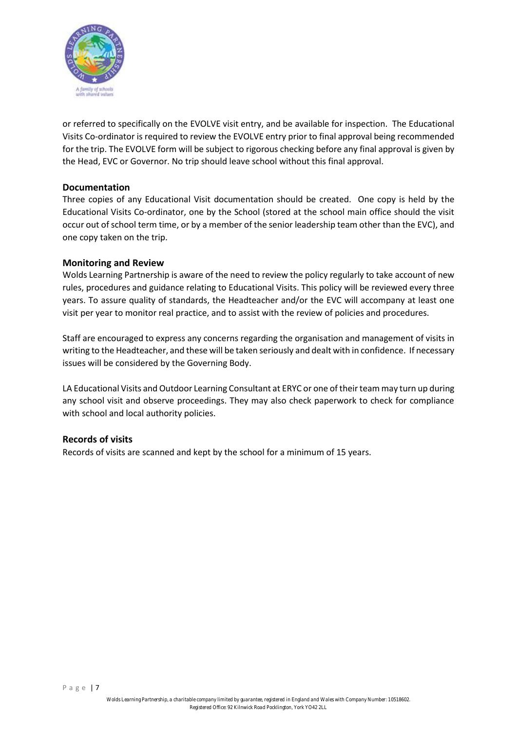or referred to specifically on the EVOLVE visit entry, and be available for inspection. The Educational Visits Co-ordinator is required to review the EVOLVE entry prior to final approval being recommended for the trip. The EVOLVE form will be subject to rigorous checking before any final approval is given by the Head, EVC or Governor. No trip should leave school without this final approval.

### Documentation

Three copies of any Educational Visit documentation should be created. One copy is held by the Educational Visits Co-ordinator, one by the School (stored at the school main office should the visit occur out of school term time, or by a member of the senior leadership team other than the EVC), and one copy taken on the trip.

### Monitoring and Review

Wolds Learning Partnership is aware of the need to review the policy regularly to take account of new rules, procedures and guidance relating to Educational Visits. This policy will be reviewed every three years. To assure quality of standards, the Headteacher and/or the EVC will accompany at least one visit per year to monitor real practice, and to assist with the review of policies and procedures.

Staff are encouraged to express any concerns regarding the organisation and management of visits in writing to the Headteacher, and these will be taken seriously and dealt with in confidence. If necessary issues will be considered by the Governing Body.

LA Educational Visits and Outdoor Learning Consultant at ERYC or one of their team may turn up during any school visit and observe proceedings. They may also check paperwork to check for compliance with school and local authority policies.

### Records of visits

Records of visits are scanned and kept by the school for a minimum of 15 years.